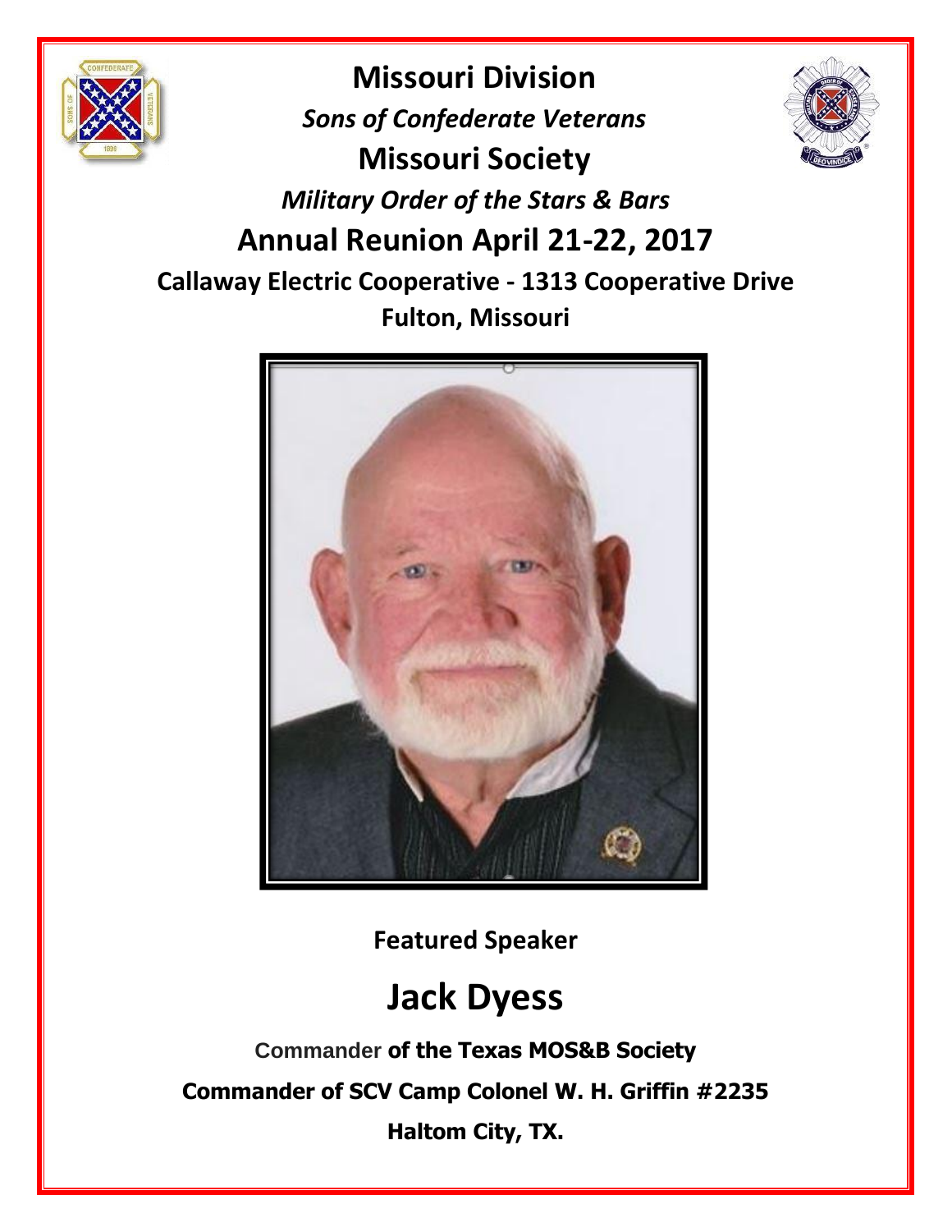# Missouri Division

*Sons of Confederate Veterans*

## Missouri Society

*Military Order of the Stars & Bars*

## Annual Reunion April 21-22, 2017

**Callaway Electric Cooperative - 1313 Cooperative Drive**

**Fulton, Missouri**

**Featured Speaker**

# Jack Dyess

**Commander of the Texas MOS&B Society**

**Commander of SCV Camp Colonel W. H. Griffin #2235**

**Haltom City, TX.**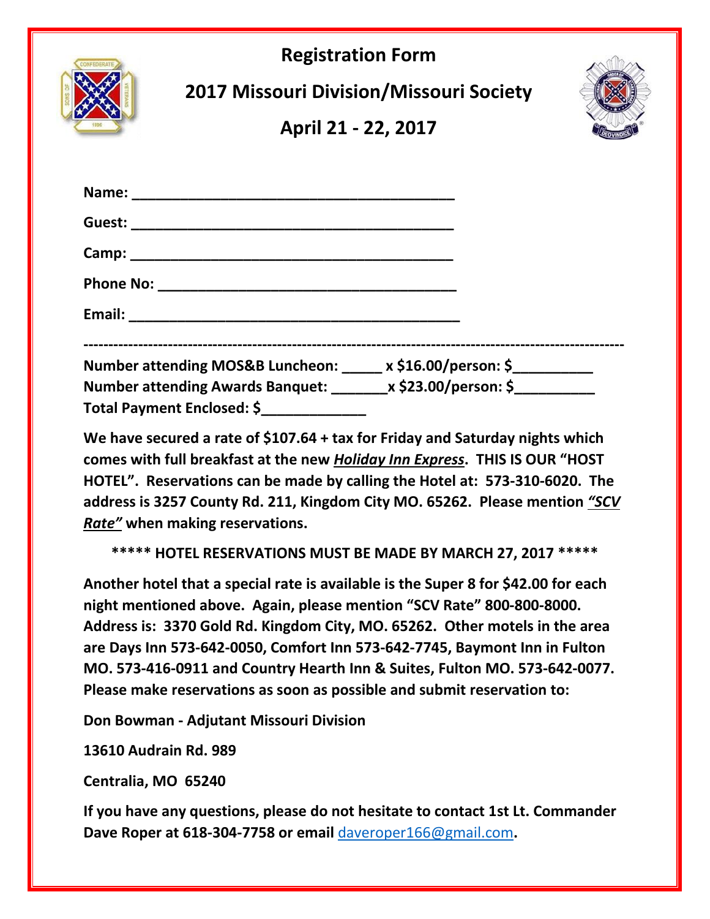# Registration Form

## 2017 Missouri Division/Missouri Society

## April 21 - 22, 2017

**Name:** ________________________________________

**Guest:** ________________________________________

**Camp:** ________________________________________

**Phone No:** ____________________________________

**Email:** ________________________________________

---

**Number attending MOS&B Luncheon: _____ x $16.00/person: $__________**
**Number attending Awards Banquet: _______x $23.00/person: $__________**
**Total Payment Enclosed: $_____________**

**We have secured a rate of $107.64 + tax for Friday and Saturday nights which comes with full breakfast at the new *Holiday Inn Express*. THIS IS OUR "HOST HOTEL". Reservations can be made by calling the Hotel at: 573-310-6020. The address is 3257 County Rd. 211, Kingdom City MO. 65262. Please mention *"SCV Rate"* when making reservations.**

**\*\*\*\*\* HOTEL RESERVATIONS MUST BE MADE BY MARCH 27, 2017 \*\*\*\*\***

**Another hotel that a special rate is available is the Super 8 for $42.00 for each night mentioned above. Again, please mention "SCV Rate" 800-800-8000. Address is: 3370 Gold Rd. Kingdom City, MO. 65262. Other motels in the area are Days Inn 573-642-0050, Comfort Inn 573-642-7745, Baymont Inn in Fulton MO. 573-416-0911 and Country Hearth Inn & Suites, Fulton MO. 573-642-0077. Please make reservations as soon as possible and submit reservation to:**

**Don Bowman - Adjutant Missouri Division**

**13610 Audrain Rd. 989**

**Centralia, MO 65240**

**If you have any questions, please do not hesitate to contact 1st Lt. Commander Dave Roper at 618-304-7758 or email daveroper166@gmail.com.**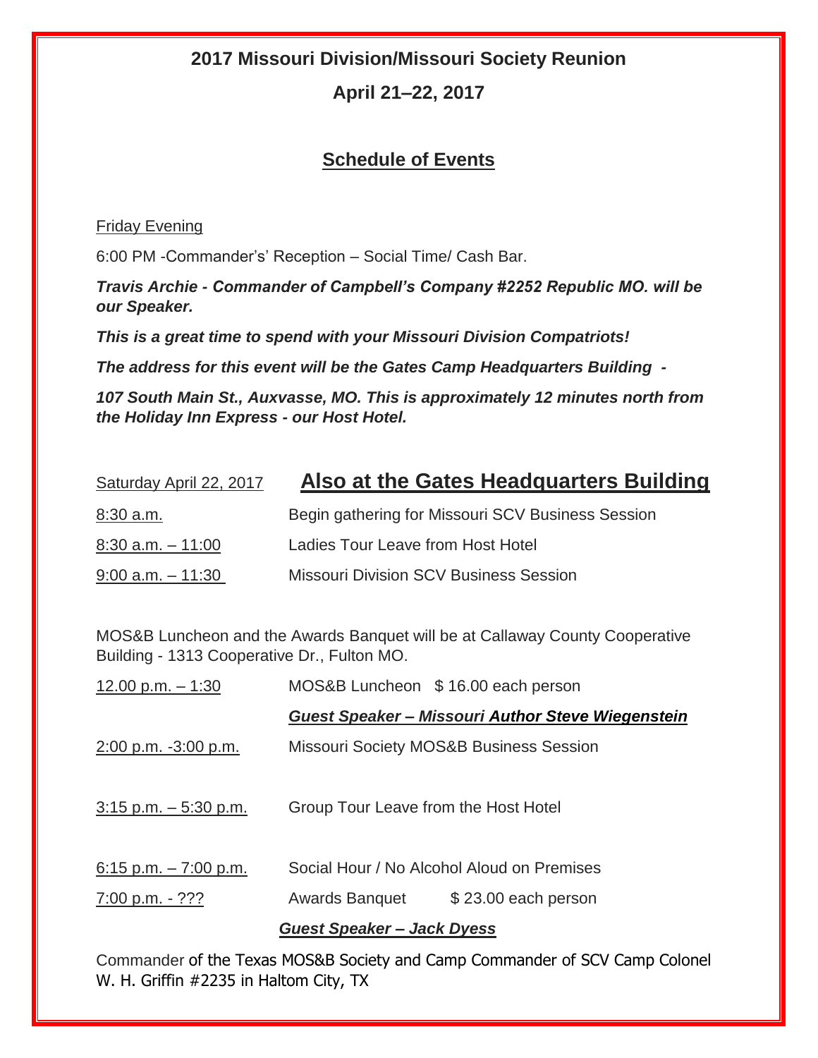**2017 Missouri Division/Missouri Society Reunion**

**April 21–22, 2017**

## Schedule of Events

Friday Evening

6:00 PM -Commander's' Reception – Social Time/ Cash Bar.

***Travis Archie - Commander of Campbell's Company #2252 Republic MO. will be our Speaker.***

***This is a great time to spend with your Missouri Division Compatriots!***

***The address for this event will be the Gates Camp Headquarters Building -***

***107 South Main St., Auxvasse, MO. This is approximately 12 minutes north from the Holiday Inn Express - our Host Hotel.***

| | |
|---|---|
| Saturday April 22, 2017 | **Also at the Gates Headquarters Building** |
| 8:30 a.m. | Begin gathering for Missouri SCV Business Session |
| 8:30 a.m. – 11:00 | Ladies Tour Leave from Host Hotel |
| 9:00 a.m. – 11:30 | Missouri Division SCV Business Session |

MOS&B Luncheon and the Awards Banquet will be at Callaway County Cooperative Building - 1313 Cooperative Dr., Fulton MO.

| | |
|---|---|
| 12.00 p.m. – 1:30 | MOS&B Luncheon $ 16.00 each person |
| | ***Guest Speaker – Missouri Author Steve Wiegenstein*** |
| 2:00 p.m. -3:00 p.m. | Missouri Society MOS&B Business Session |
| 3:15 p.m. – 5:30 p.m. | Group Tour Leave from the Host Hotel |
| 6:15 p.m. – 7:00 p.m. | Social Hour / No Alcohol Aloud on Premises |
| 7:00 p.m. - ??? | Awards Banquet $ 23.00 each person |

***Guest Speaker – Jack Dyess***

Commander of the Texas MOS&B Society and Camp Commander of SCV Camp Colonel W. H. Griffin #2235 in Haltom City, TX